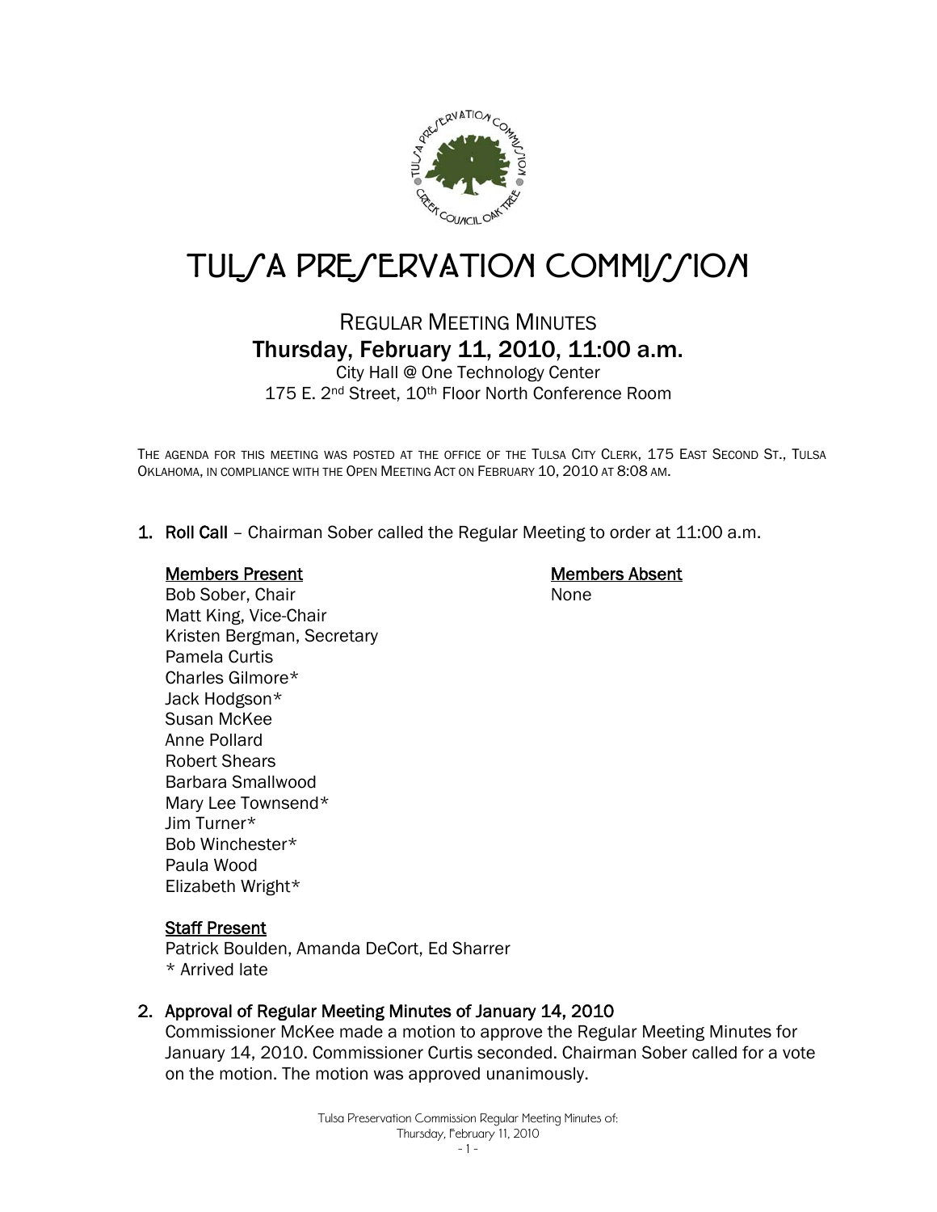# TULSA PRESERVATION COMMISSION

## REGULAR MEETING MINUTES

### Thursday, February 11, 2010, 11:00 a.m.

City Hall @ One Technology Center
175 E. 2nd Street, 10th Floor North Conference Room

THE AGENDA FOR THIS MEETING WAS POSTED AT THE OFFICE OF THE TULSA CITY CLERK, 175 EAST SECOND ST., TULSA OKLAHOMA, IN COMPLIANCE WITH THE OPEN MEETING ACT ON FEBRUARY 10, 2010 AT 8:08 AM.

1. **Roll Call** – Chairman Sober called the Regular Meeting to order at 11:00 a.m.

   **Members Present**
   Bob Sober, Chair
   Matt King, Vice-Chair
   Kristen Bergman, Secretary
   Pamela Curtis
   Charles Gilmore*
   Jack Hodgson*
   Susan McKee
   Anne Pollard
   Robert Shears
   Barbara Smallwood
   Mary Lee Townsend*
   Jim Turner*
   Bob Winchester*
   Paula Wood
   Elizabeth Wright*

   **Members Absent**
   None

   **Staff Present**
   Patrick Boulden, Amanda DeCort, Ed Sharrer
   * Arrived late

2. **Approval of Regular Meeting Minutes of January 14, 2010**
   Commissioner McKee made a motion to approve the Regular Meeting Minutes for January 14, 2010. Commissioner Curtis seconded. Chairman Sober called for a vote on the motion. The motion was approved unanimously.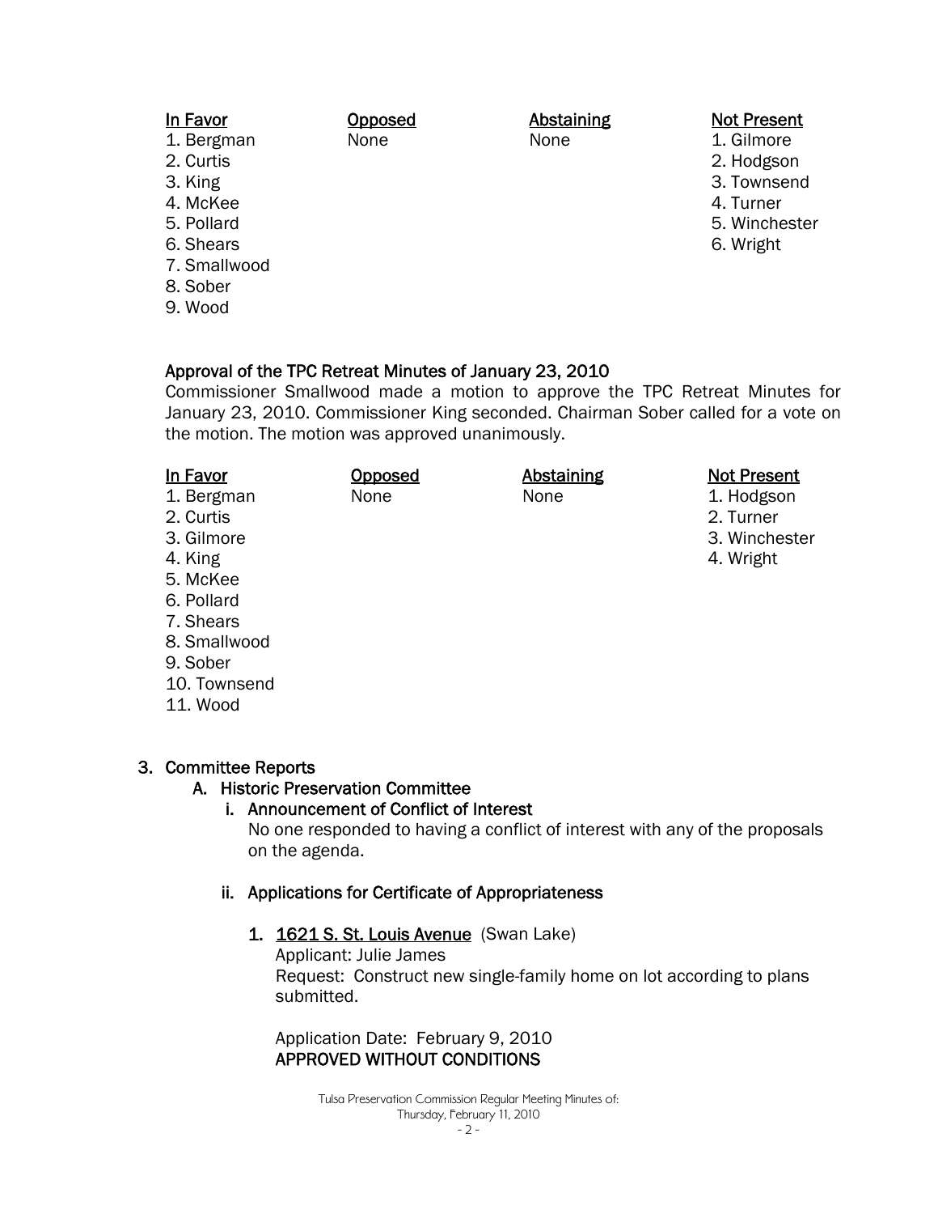| In Favor | Opposed | Abstaining | Not Present |
|---|---|---|---|
| 1. Bergman | None | None | 1. Gilmore |
| 2. Curtis | | | 2. Hodgson |
| 3. King | | | 3. Townsend |
| 4. McKee | | | 4. Turner |
| 5. Pollard | | | 5. Winchester |
| 6. Shears | | | 6. Wright |
| 7. Smallwood | | | |
| 8. Sober | | | |
| 9. Wood | | | |

**Approval of the TPC Retreat Minutes of January 23, 2010**

Commissioner Smallwood made a motion to approve the TPC Retreat Minutes for January 23, 2010. Commissioner King seconded. Chairman Sober called for a vote on the motion. The motion was approved unanimously.

| In Favor | Opposed | Abstaining | Not Present |
|---|---|---|---|
| 1. Bergman | None | None | 1. Hodgson |
| 2. Curtis | | | 2. Turner |
| 3. Gilmore | | | 3. Winchester |
| 4. King | | | 4. Wright |
| 5. McKee | | | |
| 6. Pollard | | | |
| 7. Shears | | | |
| 8. Smallwood | | | |
| 9. Sober | | | |
| 10. Townsend | | | |
| 11. Wood | | | |

3. **Committee Reports**
   A. **Historic Preservation Committee**
      i. **Announcement of Conflict of Interest**
         No one responded to having a conflict of interest with any of the proposals on the agenda.

      ii. **Applications for Certificate of Appropriateness**

         1. **1621 S. St. Louis Avenue** (Swan Lake)
            Applicant: Julie James
            Request: Construct new single-family home on lot according to plans submitted.

            Application Date: February 9, 2010
            **APPROVED WITHOUT CONDITIONS**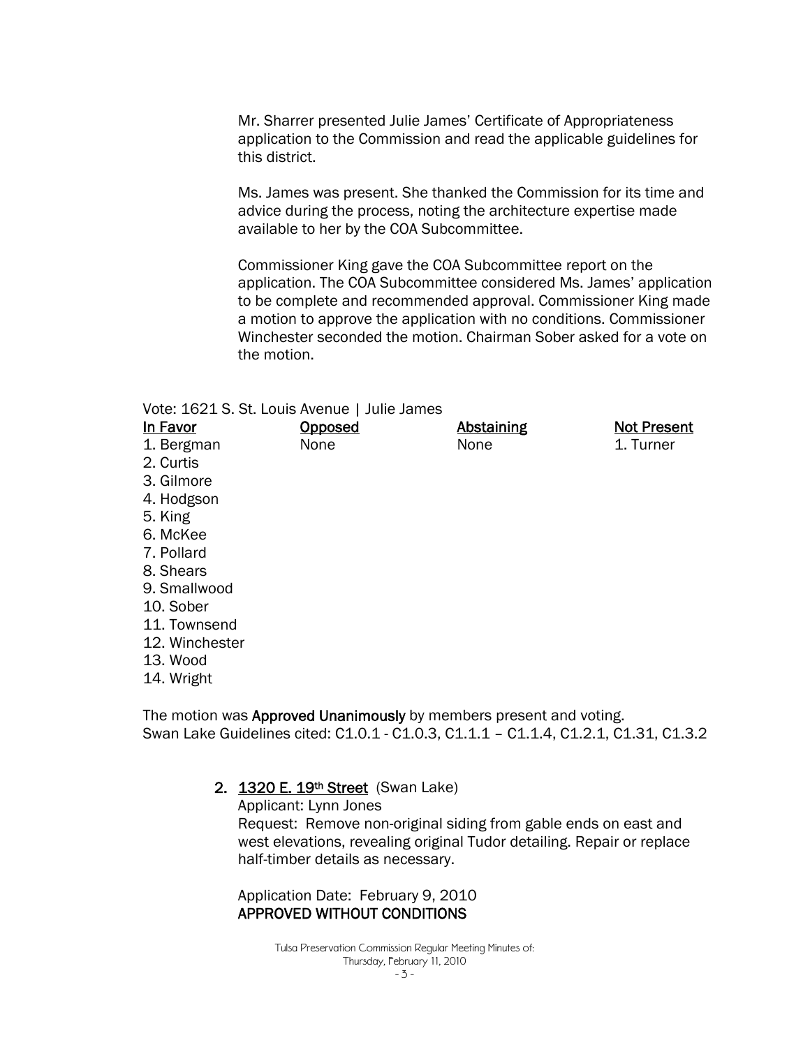Mr. Sharrer presented Julie James' Certificate of Appropriateness application to the Commission and read the applicable guidelines for this district.

Ms. James was present. She thanked the Commission for its time and advice during the process, noting the architecture expertise made available to her by the COA Subcommittee.

Commissioner King gave the COA Subcommittee report on the application. The COA Subcommittee considered Ms. James' application to be complete and recommended approval. Commissioner King made a motion to approve the application with no conditions. Commissioner Winchester seconded the motion. Chairman Sober asked for a vote on the motion.

Vote: 1621 S. St. Louis Avenue | Julie James

| In Favor | Opposed | Abstaining | Not Present |
|---|---|---|---|
| 1. Bergman | None | None | 1. Turner |
| 2. Curtis | | | |
| 3. Gilmore | | | |
| 4. Hodgson | | | |
| 5. King | | | |
| 6. McKee | | | |
| 7. Pollard | | | |
| 8. Shears | | | |
| 9. Smallwood | | | |
| 10. Sober | | | |
| 11. Townsend | | | |
| 12. Winchester | | | |
| 13. Wood | | | |
| 14. Wright | | | |

The motion was **Approved Unanimously** by members present and voting.
Swan Lake Guidelines cited: C1.0.1 - C1.0.3, C1.1.1 – C1.1.4, C1.2.1, C1.31, C1.3.2

2. **1320 E. 19th Street** (Swan Lake)
   Applicant: Lynn Jones
   Request: Remove non-original siding from gable ends on east and west elevations, revealing original Tudor detailing. Repair or replace half-timber details as necessary.

   Application Date: February 9, 2010
   APPROVED WITHOUT CONDITIONS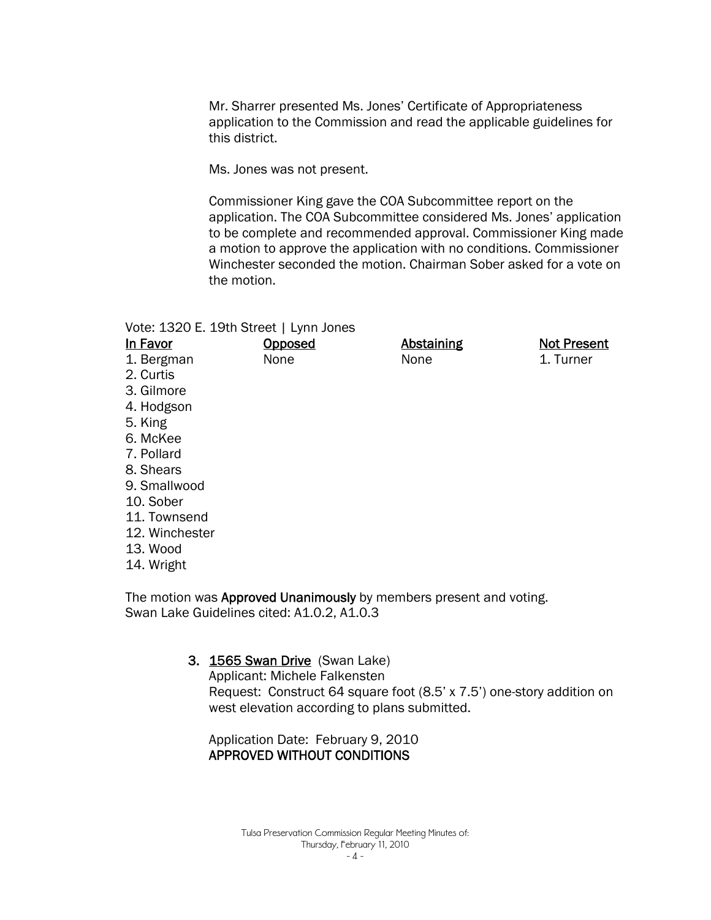Mr. Sharrer presented Ms. Jones' Certificate of Appropriateness application to the Commission and read the applicable guidelines for this district.

Ms. Jones was not present.

Commissioner King gave the COA Subcommittee report on the application. The COA Subcommittee considered Ms. Jones' application to be complete and recommended approval. Commissioner King made a motion to approve the application with no conditions. Commissioner Winchester seconded the motion. Chairman Sober asked for a vote on the motion.

Vote: 1320 E. 19th Street | Lynn Jones

| In Favor | Opposed | Abstaining | Not Present |
|---|---|---|---|
| 1. Bergman | None | None | 1. Turner |
| 2. Curtis | | | |
| 3. Gilmore | | | |
| 4. Hodgson | | | |
| 5. King | | | |
| 6. McKee | | | |
| 7. Pollard | | | |
| 8. Shears | | | |
| 9. Smallwood | | | |
| 10. Sober | | | |
| 11. Townsend | | | |
| 12. Winchester | | | |
| 13. Wood | | | |
| 14. Wright | | | |

The motion was **Approved Unanimously** by members present and voting.
Swan Lake Guidelines cited: A1.0.2, A1.0.3

3. **1565 Swan Drive** (Swan Lake)
   Applicant: Michele Falkensten
   Request: Construct 64 square foot (8.5' x 7.5') one-story addition on west elevation according to plans submitted.

   Application Date: February 9, 2010
   **APPROVED WITHOUT CONDITIONS**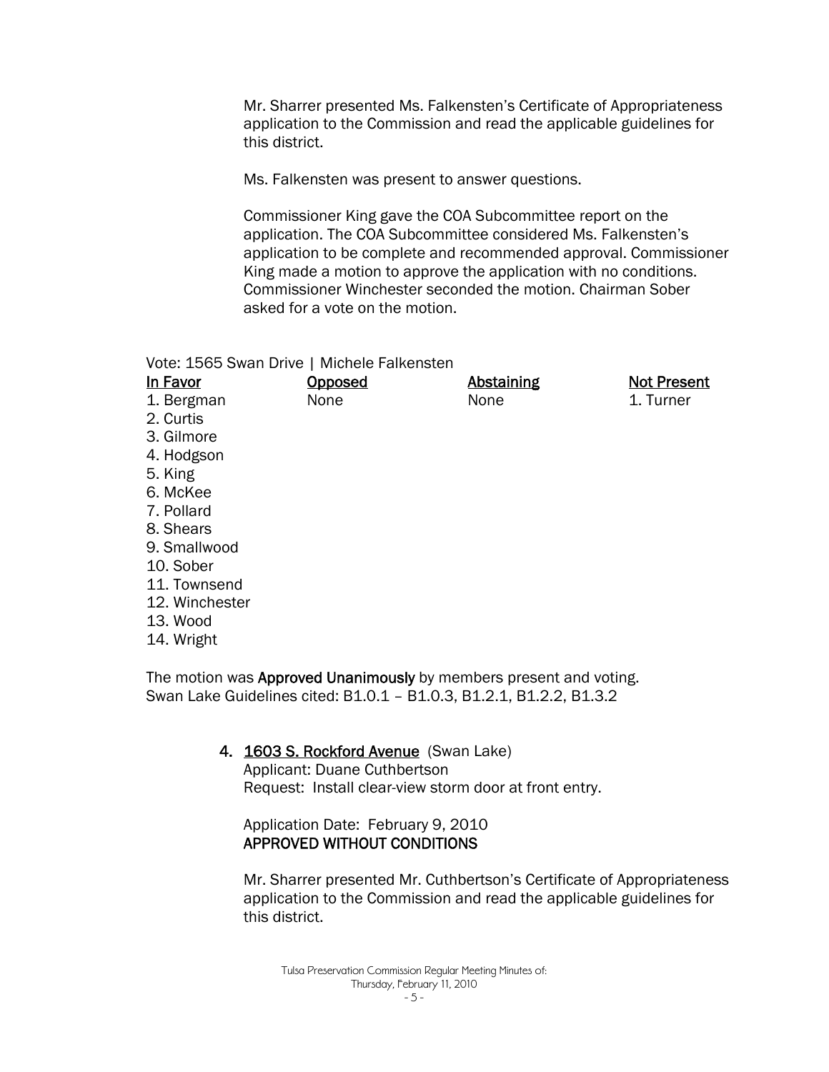Mr. Sharrer presented Ms. Falkensten's Certificate of Appropriateness application to the Commission and read the applicable guidelines for this district.

Ms. Falkensten was present to answer questions.

Commissioner King gave the COA Subcommittee report on the application. The COA Subcommittee considered Ms. Falkensten's application to be complete and recommended approval. Commissioner King made a motion to approve the application with no conditions. Commissioner Winchester seconded the motion. Chairman Sober asked for a vote on the motion.

Vote: 1565 Swan Drive | Michele Falkensten

| In Favor | Opposed | Abstaining | Not Present |
|---|---|---|---|
| 1. Bergman | None | None | 1. Turner |
| 2. Curtis | | | |
| 3. Gilmore | | | |
| 4. Hodgson | | | |
| 5. King | | | |
| 6. McKee | | | |
| 7. Pollard | | | |
| 8. Shears | | | |
| 9. Smallwood | | | |
| 10. Sober | | | |
| 11. Townsend | | | |
| 12. Winchester | | | |
| 13. Wood | | | |
| 14. Wright | | | |

The motion was **Approved Unanimously** by members present and voting.
Swan Lake Guidelines cited: B1.0.1 – B1.0.3, B1.2.1, B1.2.2, B1.3.2

4. **1603 S. Rockford Avenue** (Swan Lake)
   Applicant: Duane Cuthbertson
   Request: Install clear-view storm door at front entry.

   Application Date: February 9, 2010
   **APPROVED WITHOUT CONDITIONS**

   Mr. Sharrer presented Mr. Cuthbertson's Certificate of Appropriateness application to the Commission and read the applicable guidelines for this district.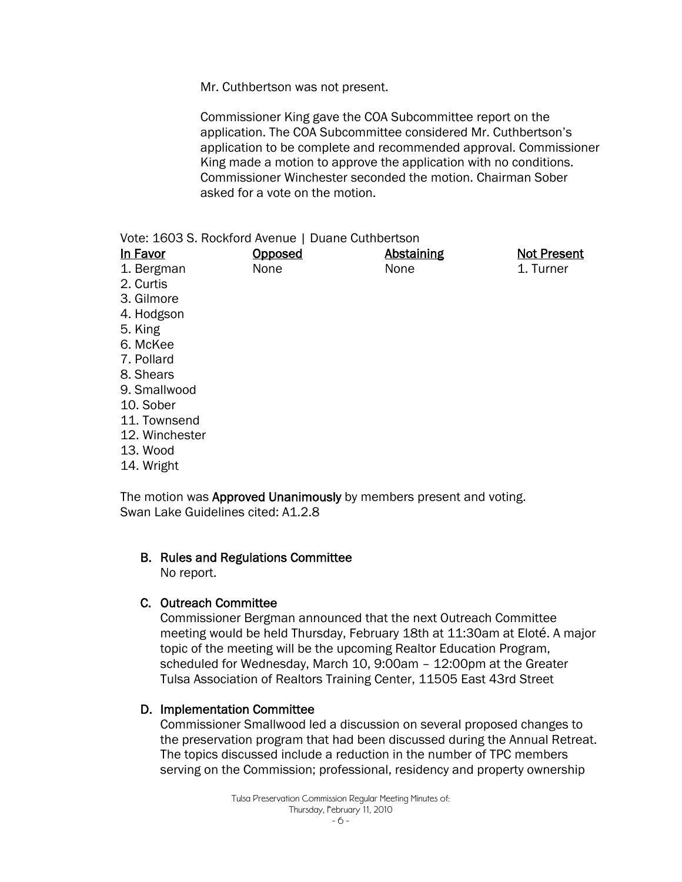Mr. Cuthbertson was not present.

Commissioner King gave the COA Subcommittee report on the application. The COA Subcommittee considered Mr. Cuthbertson's application to be complete and recommended approval. Commissioner King made a motion to approve the application with no conditions. Commissioner Winchester seconded the motion. Chairman Sober asked for a vote on the motion.

Vote: 1603 S. Rockford Avenue | Duane Cuthbertson

| In Favor | Opposed | Abstaining | Not Present |
|---|---|---|---|
| 1. Bergman | None | None | 1. Turner |
| 2. Curtis | | | |
| 3. Gilmore | | | |
| 4. Hodgson | | | |
| 5. King | | | |
| 6. McKee | | | |
| 7. Pollard | | | |
| 8. Shears | | | |
| 9. Smallwood | | | |
| 10. Sober | | | |
| 11. Townsend | | | |
| 12. Winchester | | | |
| 13. Wood | | | |
| 14. Wright | | | |

The motion was **Approved Unanimously** by members present and voting.
Swan Lake Guidelines cited: A1.2.8

**B. Rules and Regulations Committee**
No report.

**C. Outreach Committee**
Commissioner Bergman announced that the next Outreach Committee meeting would be held Thursday, February 18th at 11:30am at Eloté. A major topic of the meeting will be the upcoming Realtor Education Program, scheduled for Wednesday, March 10, 9:00am – 12:00pm at the Greater Tulsa Association of Realtors Training Center, 11505 East 43rd Street

**D. Implementation Committee**
Commissioner Smallwood led a discussion on several proposed changes to the preservation program that had been discussed during the Annual Retreat. The topics discussed include a reduction in the number of TPC members serving on the Commission; professional, residency and property ownership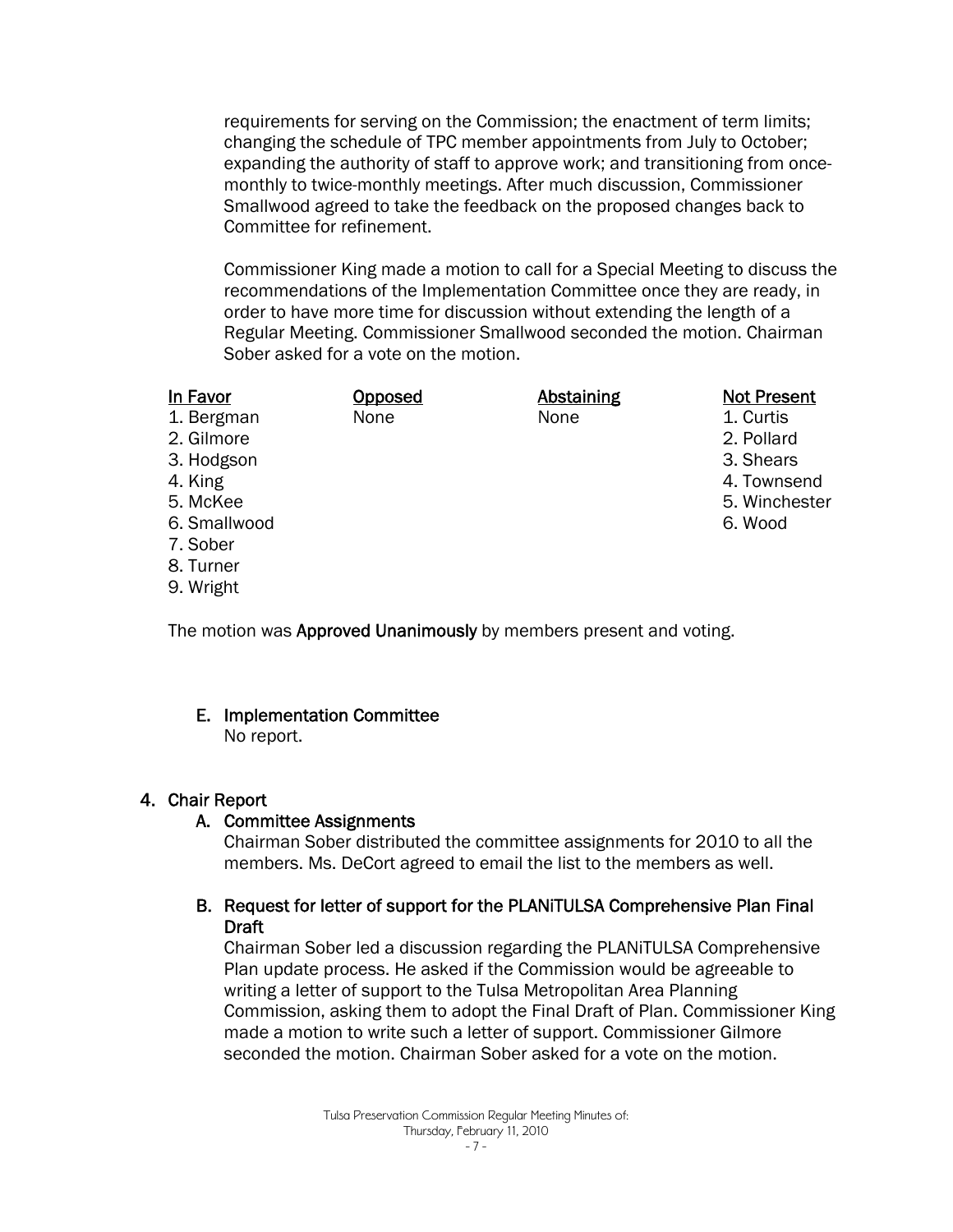requirements for serving on the Commission; the enactment of term limits; changing the schedule of TPC member appointments from July to October; expanding the authority of staff to approve work; and transitioning from once-monthly to twice-monthly meetings. After much discussion, Commissioner Smallwood agreed to take the feedback on the proposed changes back to Committee for refinement.

Commissioner King made a motion to call for a Special Meeting to discuss the recommendations of the Implementation Committee once they are ready, in order to have more time for discussion without extending the length of a Regular Meeting. Commissioner Smallwood seconded the motion. Chairman Sober asked for a vote on the motion.

| In Favor | Opposed | Abstaining | Not Present |
|---|---|---|---|
| 1. Bergman | None | None | 1. Curtis |
| 2. Gilmore | | | 2. Pollard |
| 3. Hodgson | | | 3. Shears |
| 4. King | | | 4. Townsend |
| 5. McKee | | | 5. Winchester |
| 6. Smallwood | | | 6. Wood |
| 7. Sober | | | |
| 8. Turner | | | |
| 9. Wright | | | |

The motion was **Approved Unanimously** by members present and voting.

E. Implementation Committee

No report.

## 4. Chair Report

A. Committee Assignments

Chairman Sober distributed the committee assignments for 2010 to all the members. Ms. DeCort agreed to email the list to the members as well.

B. Request for letter of support for the PLANiTULSA Comprehensive Plan Final Draft

Chairman Sober led a discussion regarding the PLANiTULSA Comprehensive Plan update process. He asked if the Commission would be agreeable to writing a letter of support to the Tulsa Metropolitan Area Planning Commission, asking them to adopt the Final Draft of Plan. Commissioner King made a motion to write such a letter of support. Commissioner Gilmore seconded the motion. Chairman Sober asked for a vote on the motion.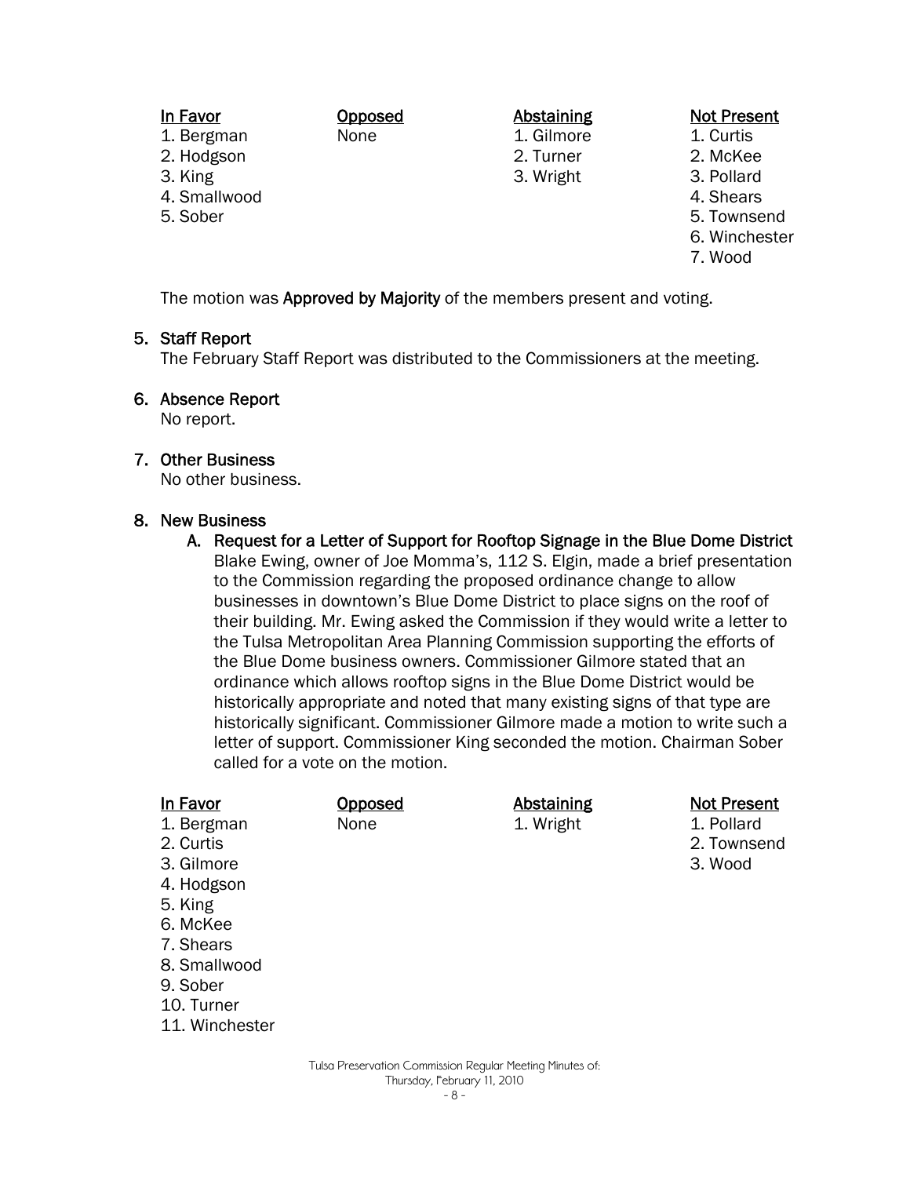| In Favor | Opposed | Abstaining | Not Present |
|---|---|---|---|
| 1. Bergman | None | 1. Gilmore | 1. Curtis |
| 2. Hodgson | | 2. Turner | 2. McKee |
| 3. King | | 3. Wright | 3. Pollard |
| 4. Smallwood | | | 4. Shears |
| 5. Sober | | | 5. Townsend |
| | | | 6. Winchester |
| | | | 7. Wood |

The motion was **Approved by Majority** of the members present and voting.

5. **Staff Report**
   The February Staff Report was distributed to the Commissioners at the meeting.

6. **Absence Report**
   No report.

7. **Other Business**
   No other business.

8. **New Business**
   A. **Request for a Letter of Support for Rooftop Signage in the Blue Dome District**
   Blake Ewing, owner of Joe Momma's, 112 S. Elgin, made a brief presentation to the Commission regarding the proposed ordinance change to allow businesses in downtown's Blue Dome District to place signs on the roof of their building. Mr. Ewing asked the Commission if they would write a letter to the Tulsa Metropolitan Area Planning Commission supporting the efforts of the Blue Dome business owners. Commissioner Gilmore stated that an ordinance which allows rooftop signs in the Blue Dome District would be historically appropriate and noted that many existing signs of that type are historically significant. Commissioner Gilmore made a motion to write such a letter of support. Commissioner King seconded the motion. Chairman Sober called for a vote on the motion.

| In Favor | Opposed | Abstaining | Not Present |
|---|---|---|---|
| 1. Bergman | None | 1. Wright | 1. Pollard |
| 2. Curtis | | | 2. Townsend |
| 3. Gilmore | | | 3. Wood |
| 4. Hodgson | | | |
| 5. King | | | |
| 6. McKee | | | |
| 7. Shears | | | |
| 8. Smallwood | | | |
| 9. Sober | | | |
| 10. Turner | | | |
| 11. Winchester | | | |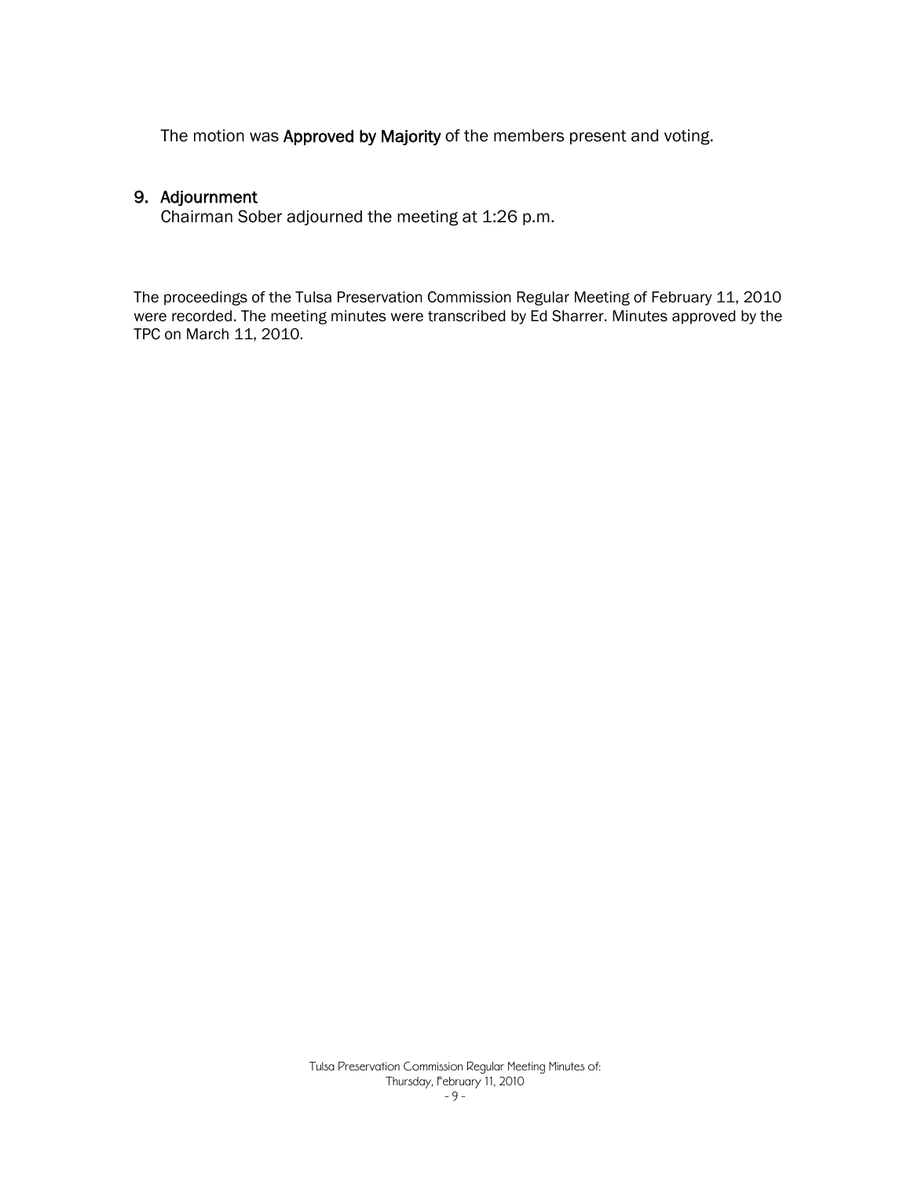The motion was **Approved by Majority** of the members present and voting.

## 9. Adjournment

Chairman Sober adjourned the meeting at 1:26 p.m.

The proceedings of the Tulsa Preservation Commission Regular Meeting of February 11, 2010 were recorded. The meeting minutes were transcribed by Ed Sharrer. Minutes approved by the TPC on March 11, 2010.